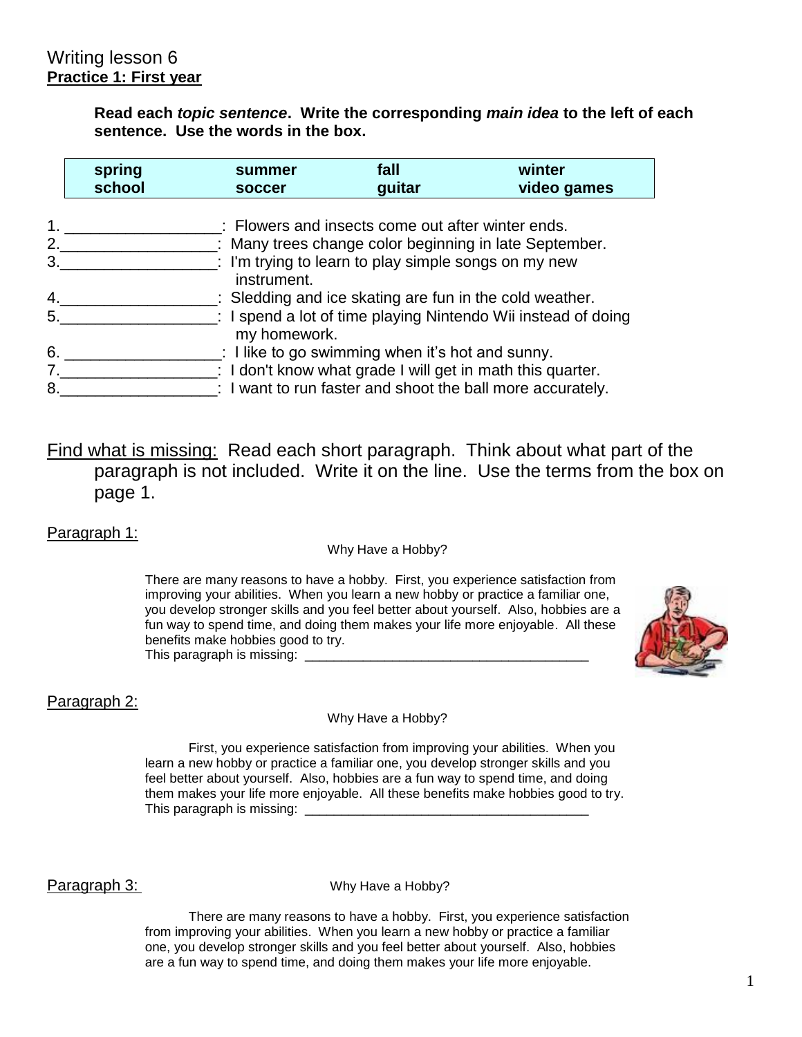Writing lesson 6
**Practice 1: First year**

**Read each *topic sentence*. Write the corresponding *main idea* to the left of each sentence. Use the words in the box.**

| spring | summer | fall | winter |
|---|---|---|---|
| school | soccer | guitar | video games |

1. _________________: Flowers and insects come out after winter ends.
2. _________________: Many trees change color beginning in late September.
3. _________________: I'm trying to learn to play simple songs on my new instrument.
4. _________________: Sledding and ice skating are fun in the cold weather.
5. _________________: I spend a lot of time playing Nintendo Wii instead of doing my homework.
6. _________________: I like to go swimming when it's hot and sunny.
7. _________________: I don't know what grade I will get in math this quarter.
8. _________________: I want to run faster and shoot the ball more accurately.

Find what is missing: Read each short paragraph. Think about what part of the paragraph is not included. Write it on the line. Use the terms from the box on page 1.

Paragraph 1:

Why Have a Hobby?

There are many reasons to have a hobby. First, you experience satisfaction from improving your abilities. When you learn a new hobby or practice a familiar one, you develop stronger skills and you feel better about yourself. Also, hobbies are a fun way to spend time, and doing them makes your life more enjoyable. All these benefits make hobbies good to try.
This paragraph is missing: ________________________________________

Paragraph 2:

Why Have a Hobby?

First, you experience satisfaction from improving your abilities. When you learn a new hobby or practice a familiar one, you develop stronger skills and you feel better about yourself. Also, hobbies are a fun way to spend time, and doing them makes your life more enjoyable. All these benefits make hobbies good to try.
This paragraph is missing: ________________________________________

Paragraph 3:

Why Have a Hobby?

There are many reasons to have a hobby. First, you experience satisfaction from improving your abilities. When you learn a new hobby or practice a familiar one, you develop stronger skills and you feel better about yourself. Also, hobbies are a fun way to spend time, and doing them makes your life more enjoyable.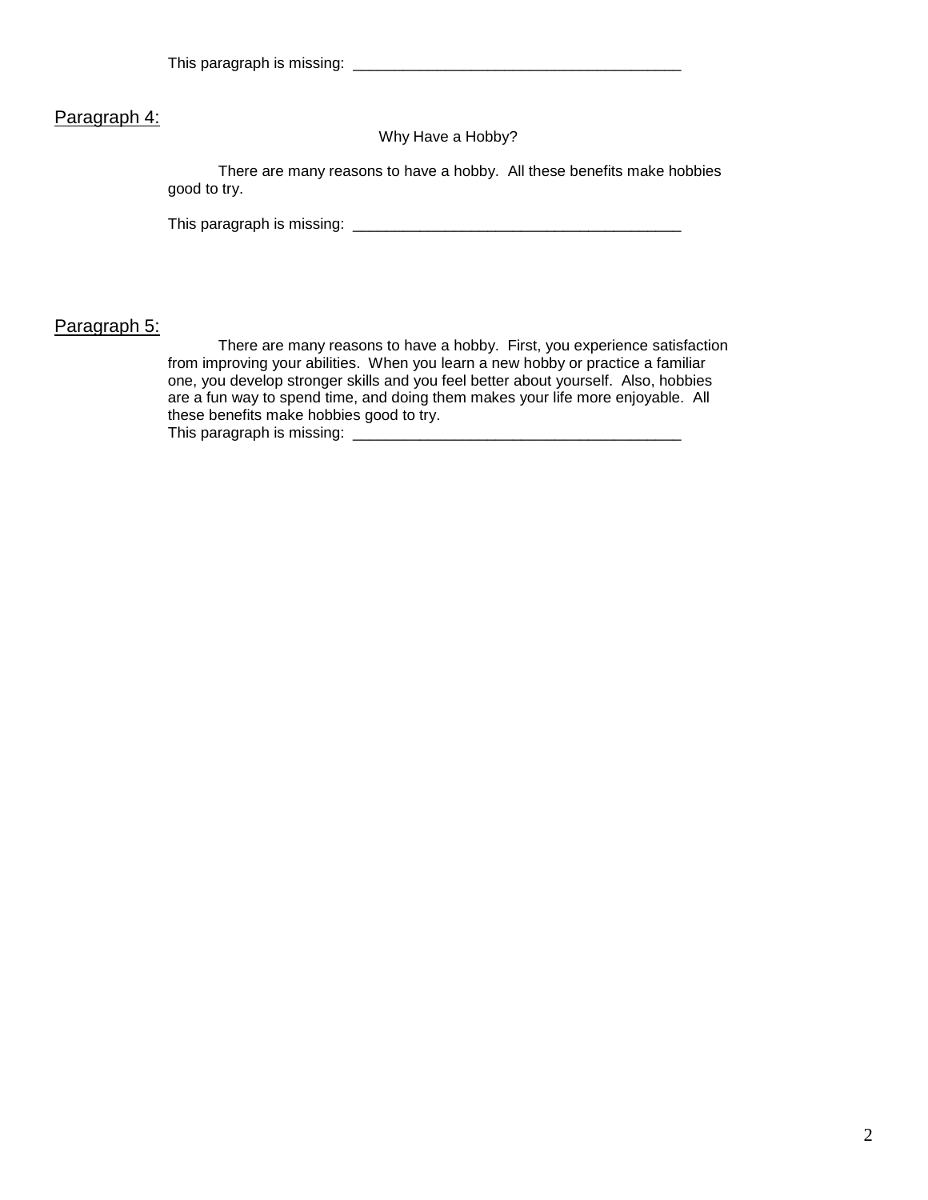This paragraph is missing: ________________________________________

Paragraph 4:

Why Have a Hobby?

There are many reasons to have a hobby. All these benefits make hobbies good to try.

This paragraph is missing: ________________________________________

Paragraph 5:

There are many reasons to have a hobby. First, you experience satisfaction from improving your abilities. When you learn a new hobby or practice a familiar one, you develop stronger skills and you feel better about yourself. Also, hobbies are a fun way to spend time, and doing them makes your life more enjoyable. All these benefits make hobbies good to try.

This paragraph is missing: ________________________________________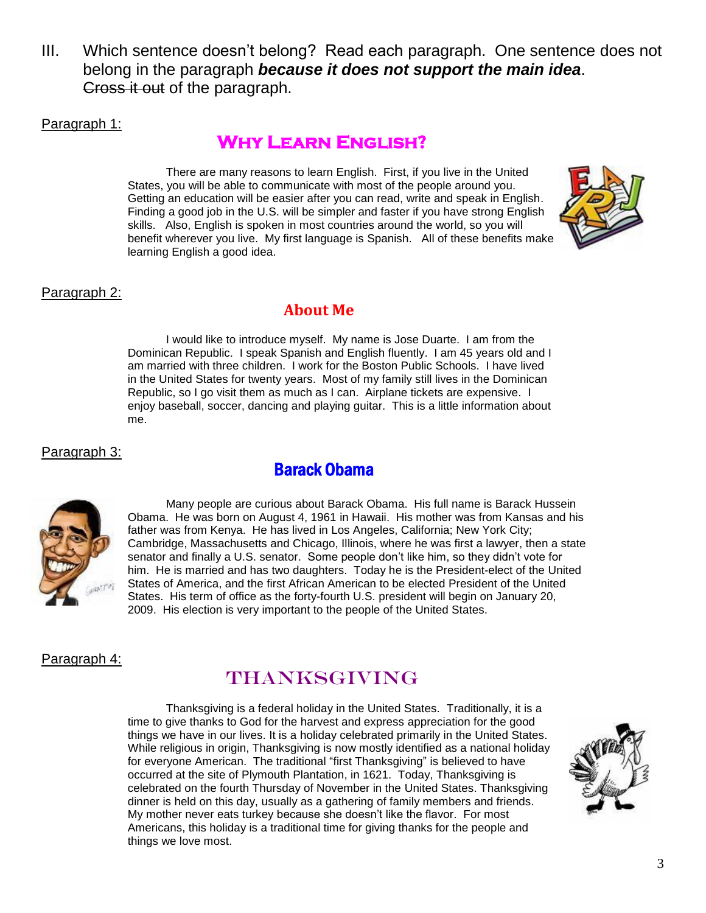III. Which sentence doesn't belong? Read each paragraph. One sentence does not belong in the paragraph ***because it does not support the main idea***. ~~Cross it out~~ of the paragraph.

Paragraph 1:

## Why Learn English?

There are many reasons to learn English. First, if you live in the United States, you will be able to communicate with most of the people around you. Getting an education will be easier after you can read, write and speak in English. Finding a good job in the U.S. will be simpler and faster if you have strong English skills. Also, English is spoken in most countries around the world, so you will benefit wherever you live. My first language is Spanish. All of these benefits make learning English a good idea.

Paragraph 2:

## About Me

I would like to introduce myself. My name is Jose Duarte. I am from the Dominican Republic. I speak Spanish and English fluently. I am 45 years old and I am married with three children. I work for the Boston Public Schools. I have lived in the United States for twenty years. Most of my family still lives in the Dominican Republic, so I go visit them as much as I can. Airplane tickets are expensive. I enjoy baseball, soccer, dancing and playing guitar. This is a little information about me.

Paragraph 3:

## Barack Obama

Many people are curious about Barack Obama. His full name is Barack Hussein Obama. He was born on August 4, 1961 in Hawaii. His mother was from Kansas and his father was from Kenya. He has lived in Los Angeles, California; New York City; Cambridge, Massachusetts and Chicago, Illinois, where he was first a lawyer, then a state senator and finally a U.S. senator. Some people don't like him, so they didn't vote for him. He is married and has two daughters. Today he is the President-elect of the United States of America, and the first African American to be elected President of the United States. His term of office as the forty-fourth U.S. president will begin on January 20, 2009. His election is very important to the people of the United States.

Paragraph 4:

## Thanksgiving

Thanksgiving is a federal holiday in the United States. Traditionally, it is a time to give thanks to God for the harvest and express appreciation for the good things we have in our lives. It is a holiday celebrated primarily in the United States. While religious in origin, Thanksgiving is now mostly identified as a national holiday for everyone American. The traditional "first Thanksgiving" is believed to have occurred at the site of Plymouth Plantation, in 1621. Today, Thanksgiving is celebrated on the fourth Thursday of November in the United States. Thanksgiving dinner is held on this day, usually as a gathering of family members and friends. My mother never eats turkey because she doesn't like the flavor. For most Americans, this holiday is a traditional time for giving thanks for the people and things we love most.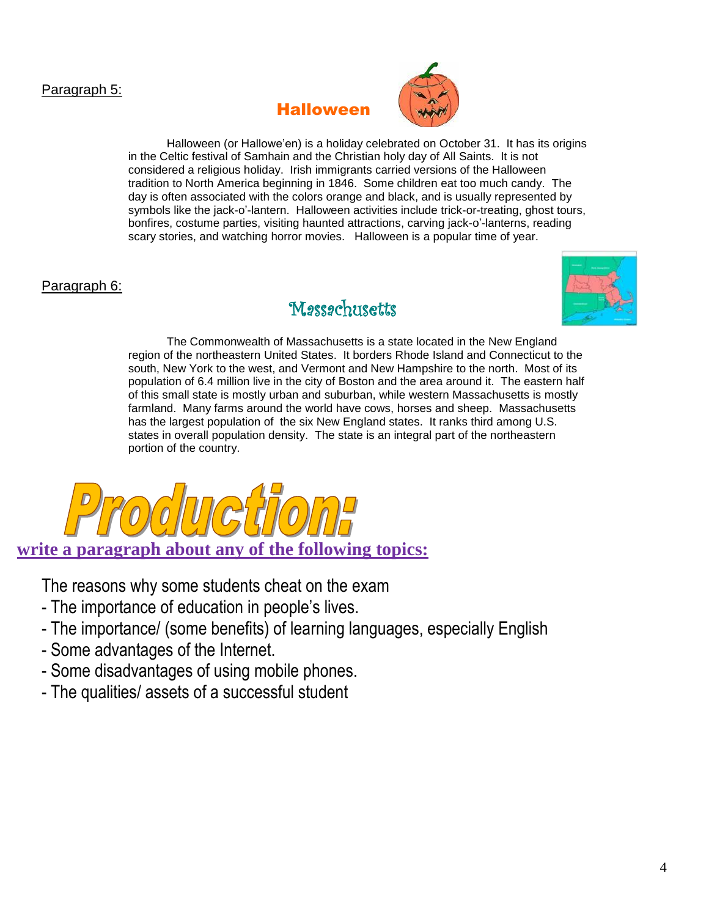Paragraph 5:

## Halloween

Halloween (or Hallowe'en) is a holiday celebrated on October 31. It has its origins in the Celtic festival of Samhain and the Christian holy day of All Saints. It is not considered a religious holiday. Irish immigrants carried versions of the Halloween tradition to North America beginning in 1846. Some children eat too much candy. The day is often associated with the colors orange and black, and is usually represented by symbols like the jack-o'-lantern. Halloween activities include trick-or-treating, ghost tours, bonfires, costume parties, visiting haunted attractions, carving jack-o'-lanterns, reading scary stories, and watching horror movies. Halloween is a popular time of year.

Paragraph 6:

## Massachusetts

The Commonwealth of Massachusetts is a state located in the New England region of the northeastern United States. It borders Rhode Island and Connecticut to the south, New York to the west, and Vermont and New Hampshire to the north. Most of its population of 6.4 million live in the city of Boston and the area around it. The eastern half of this small state is mostly urban and suburban, while western Massachusetts is mostly farmland. Many farms around the world have cows, horses and sheep. Massachusetts has the largest population of the six New England states. It ranks third among U.S. states in overall population density. The state is an integral part of the northeastern portion of the country.

# Production:

**write a paragraph about any of the following topics:**

The reasons why some students cheat on the exam
- The importance of education in people's lives.
- The importance/ (some benefits) of learning languages, especially English
- Some advantages of the Internet.
- Some disadvantages of using mobile phones.
- The qualities/ assets of a successful student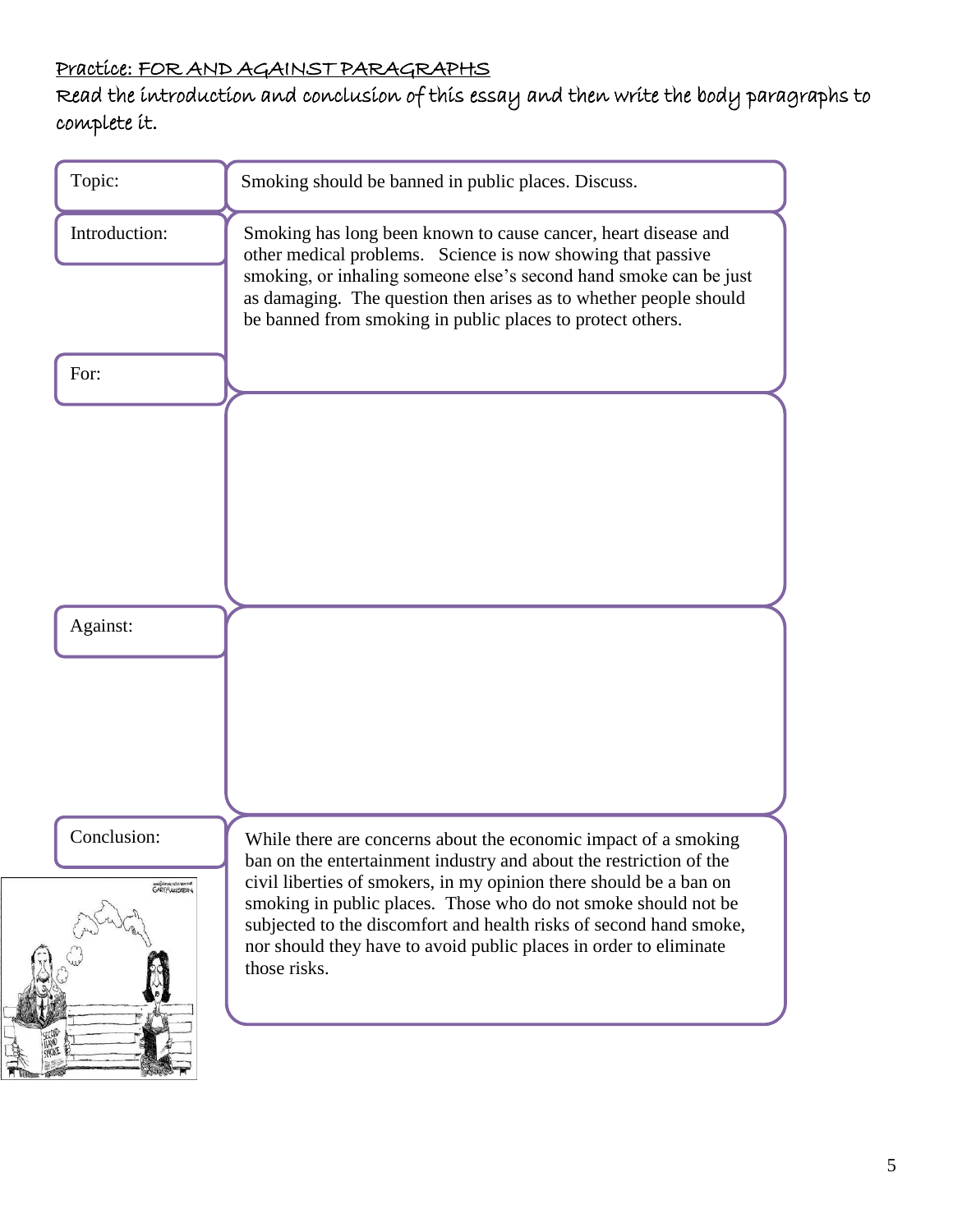## Practice: FOR AND AGAINST PARAGRAPHS

Read the introduction and conclusion of this essay and then write the body paragraphs to complete it.

| | |
|---|---|
| Topic: | Smoking should be banned in public places. Discuss. |
| Introduction: | Smoking has long been known to cause cancer, heart disease and other medical problems. Science is now showing that passive smoking, or inhaling someone else's second hand smoke can be just as damaging. The question then arises as to whether people should be banned from smoking in public places to protect others. |
| For: | |
| Against: | |
| Conclusion: | While there are concerns about the economic impact of a smoking ban on the entertainment industry and about the restriction of the civil liberties of smokers, in my opinion there should be a ban on smoking in public places. Those who do not smoke should not be subjected to the discomfort and health risks of second hand smoke, nor should they have to avoid public places in order to eliminate those risks. |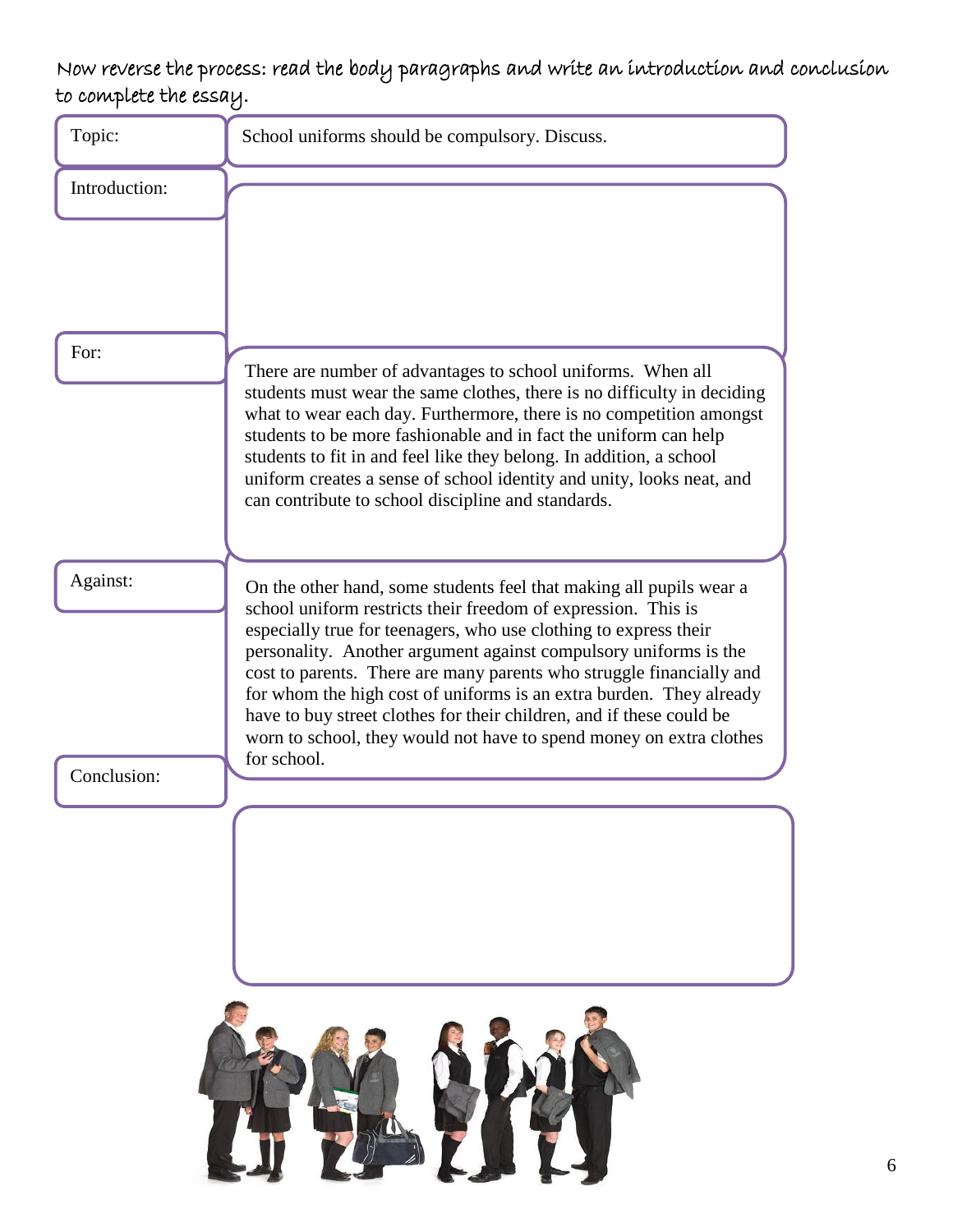Now reverse the process: read the body paragraphs and write an introduction and conclusion to complete the essay.

| | |
|---|---|
| Topic: | School uniforms should be compulsory. Discuss. |
| Introduction: | |
| For: | There are number of advantages to school uniforms. When all students must wear the same clothes, there is no difficulty in deciding what to wear each day. Furthermore, there is no competition amongst students to be more fashionable and in fact the uniform can help students to fit in and feel like they belong. In addition, a school uniform creates a sense of school identity and unity, looks neat, and can contribute to school discipline and standards. |
| Against: | On the other hand, some students feel that making all pupils wear a school uniform restricts their freedom of expression. This is especially true for teenagers, who use clothing to express their personality. Another argument against compulsory uniforms is the cost to parents. There are many parents who struggle financially and for whom the high cost of uniforms is an extra burden. They already have to buy street clothes for their children, and if these could be worn to school, they would not have to spend money on extra clothes for school. |
| Conclusion: | |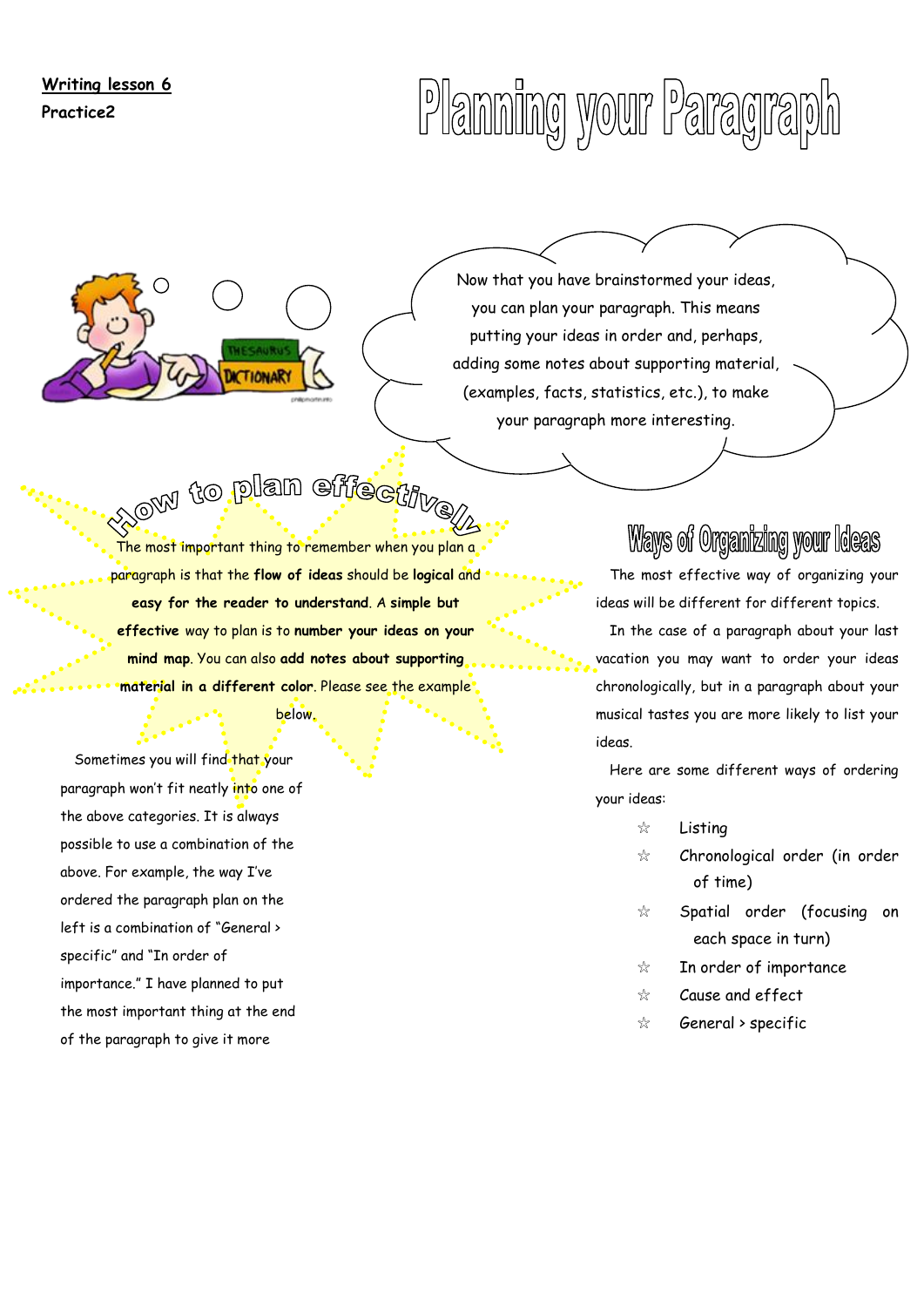**Writing lesson 6**

**Practice2**

# Planning your Paragraph

Now that you have brainstormed your ideas, you can plan your paragraph. This means putting your ideas in order and, perhaps, adding some notes about supporting material, (examples, facts, statistics, etc.), to make your paragraph more interesting.

## How to plan effectively

The most important thing to remember when you plan a paragraph is that the **flow of ideas** should be **logical** and **easy for the reader to understand**. A **simple but effective** way to plan is to **number your ideas on your mind map**. You can also **add notes about supporting material in a different color**. Please see the example below.

Sometimes you will find that your paragraph won't fit neatly into one of the above categories. It is always possible to use a combination of the above. For example, the way I've ordered the paragraph plan on the left is a combination of "General > specific" and "In order of importance." I have planned to put the most important thing at the end of the paragraph to give it more

## Ways of Organizing your Ideas

The most effective way of organizing your ideas will be different for different topics.

In the case of a paragraph about your last vacation you may want to order your ideas chronologically, but in a paragraph about your musical tastes you are more likely to list your ideas.

Here are some different ways of ordering your ideas:

- ☆ Listing
- ☆ Chronological order (in order of time)
- ☆ Spatial order (focusing on each space in turn)
- ☆ In order of importance
- ☆ Cause and effect
- ☆ General > specific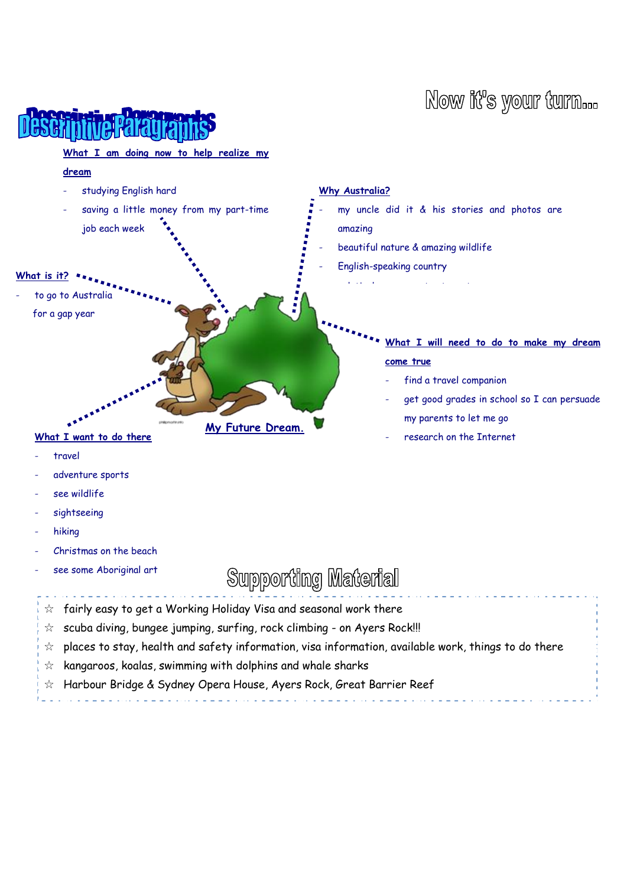# Descriptive Paragraphs

## Now it's your turn...

**What I am doing now to help realize my dream**

- studying English hard
- saving a little money from my part-time job each week

**What is it?**

- to go to Australia for a gap year

**Why Australia?**

- my uncle did it & his stories and photos are amazing
- beautiful nature & amazing wildlife
- English-speaking country

**What I will need to do to make my dream come true**

- find a travel companion
- get good grades in school so I can persuade my parents to let me go
- research on the Internet

**My Future Dream.**

**What I want to do there**

- travel
- adventure sports
- see wildlife
- sightseeing
- hiking
- Christmas on the beach
- see some Aboriginal art

## Supporting Material

- ☆ fairly easy to get a Working Holiday Visa and seasonal work there
- ☆ scuba diving, bungee jumping, surfing, rock climbing - on Ayers Rock!!!
- ☆ places to stay, health and safety information, visa information, available work, things to do there
- ☆ kangaroos, koalas, swimming with dolphins and whale sharks
- ☆ Harbour Bridge & Sydney Opera House, Ayers Rock, Great Barrier Reef